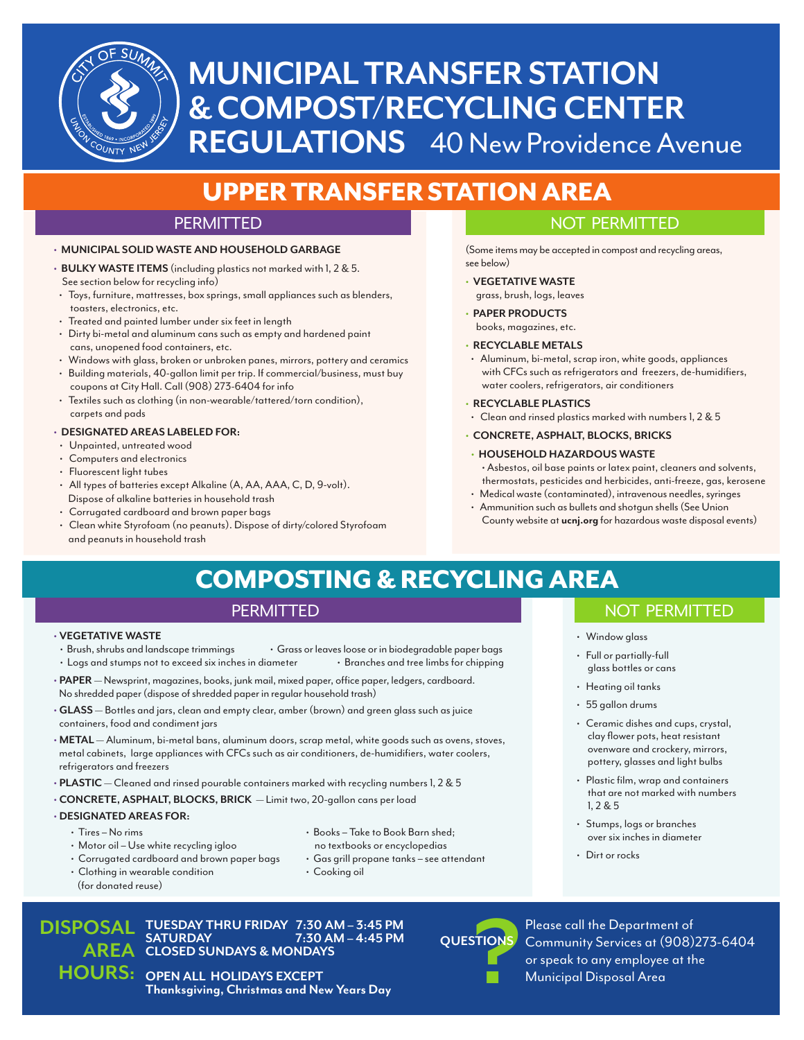# MUNICIPAL TRANSFER STATION & COMPOST/RECYCLING CENTER REGULATIONS

40 New Providence Avenue

## UPPER TRANSFER STATION AREA

### PERMITTED

- **MUNICIPAL SOLID WASTE AND HOUSEHOLD GARBAGE**
- **BULKY WASTE ITEMS** (including plastics not marked with 1, 2 & 5. See section below for recycling info)
  - Toys, furniture, mattresses, box springs, small appliances such as blenders, toasters, electronics, etc.
  - Treated and painted lumber under six feet in length
  - Dirty bi-metal and aluminum cans such as empty and hardened paint cans, unopened food containers, etc.
  - Windows with glass, broken or unbroken panes, mirrors, pottery and ceramics
  - Building materials, 40-gallon limit per trip. If commercial/business, must buy coupons at City Hall. Call (908) 273-6404 for info
  - Textiles such as clothing (in non-wearable/tattered/torn condition), carpets and pads
- **DESIGNATED AREAS LABELED FOR:**
  - Unpainted, untreated wood
  - Computers and electronics
  - Fluorescent light tubes
  - All types of batteries except Alkaline (A, AA, AAA, C, D, 9-volt). Dispose of alkaline batteries in household trash
  - Corrugated cardboard and brown paper bags
  - Clean white Styrofoam (no peanuts). Dispose of dirty/colored Styrofoam and peanuts in household trash

### NOT PERMITTED

(Some items may be accepted in compost and recycling areas, see below)

- **VEGETATIVE WASTE**
  grass, brush, logs, leaves
- **PAPER PRODUCTS**
  books, magazines, etc.
- **RECYCLABLE METALS**
  - Aluminum, bi-metal, scrap iron, white goods, appliances with CFCs such as refrigerators and freezers, de-humidifiers, water coolers, refrigerators, air conditioners
- **RECYCLABLE PLASTICS**
  - Clean and rinsed plastics marked with numbers 1, 2 & 5
- **CONCRETE, ASPHALT, BLOCKS, BRICKS**
- **HOUSEHOLD HAZARDOUS WASTE**
  - Asbestos, oil base paints or latex paint, cleaners and solvents, thermostats, pesticides and herbicides, anti-freeze, gas, kerosene
  - Medical waste (contaminated), intravenous needles, syringes
  - Ammunition such as bullets and shotgun shells (See Union County website at **ucnj.org** for hazardous waste disposal events)

## COMPOSTING & RECYCLING AREA

### PERMITTED

- **VEGETATIVE WASTE**
  - Brush, shrubs and landscape trimmings
  - Grass or leaves loose or in biodegradable paper bags
  - Logs and stumps not to exceed six inches in diameter
  - Branches and tree limbs for chipping
- **PAPER** — Newsprint, magazines, books, junk mail, mixed paper, office paper, ledgers, cardboard. No shredded paper (dispose of shredded paper in regular household trash)
- **GLASS** — Bottles and jars, clean and empty clear, amber (brown) and green glass such as juice containers, food and condiment jars
- **METAL** — Aluminum, bi-metal bans, aluminum doors, scrap metal, white goods such as ovens, stoves, metal cabinets, large appliances with CFCs such as air conditioners, de-humidifiers, water coolers, refrigerators and freezers
- **PLASTIC** — Cleaned and rinsed pourable containers marked with recycling numbers 1, 2 & 5
- **CONCRETE, ASPHALT, BLOCKS, BRICK** — Limit two, 20-gallon cans per load
- **DESIGNATED AREAS FOR:**
  - Tires – No rims
  - Motor oil – Use white recycling igloo
  - Corrugated cardboard and brown paper bags
  - Clothing in wearable condition (for donated reuse)
  - Books – Take to Book Barn shed; no textbooks or encyclopedias
  - Gas grill propane tanks – see attendant
  - Cooking oil

### NOT PERMITTED

- Window glass
- Full or partially-full glass bottles or cans
- Heating oil tanks
- 55 gallon drums
- Ceramic dishes and cups, crystal, clay flower pots, heat resistant ovenware and crockery, mirrors, pottery, glasses and light bulbs
- Plastic film, wrap and containers that are not marked with numbers 1, 2 & 5
- Stumps, logs or branches over six inches in diameter
- Dirt or rocks

## DISPOSAL AREA HOURS:

**TUESDAY THRU FRIDAY 7:30 AM – 3:45 PM**
**SATURDAY 7:30 AM – 4:45 PM**
**CLOSED SUNDAYS & MONDAYS**

**OPEN ALL HOLIDAYS EXCEPT**
**Thanksgiving, Christmas and New Years Day**

**QUESTIONS?** Please call the Department of Community Services at (908)273-6404 or speak to any employee at the Municipal Disposal Area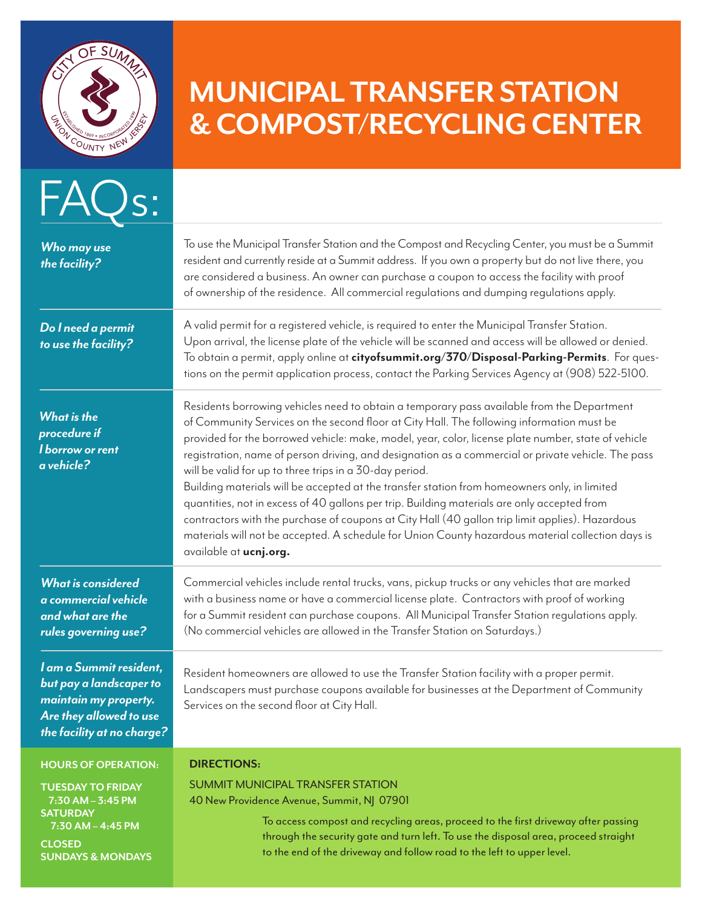# MUNICIPAL TRANSFER STATION & COMPOST/RECYCLING CENTER

## FAQs:

***Who may use the facility?***

To use the Municipal Transfer Station and the Compost and Recycling Center, you must be a Summit resident and currently reside at a Summit address. If you own a property but do not live there, you are considered a business. An owner can purchase a coupon to access the facility with proof of ownership of the residence. All commercial regulations and dumping regulations apply.

***Do I need a permit to use the facility?***

A valid permit for a registered vehicle, is required to enter the Municipal Transfer Station. Upon arrival, the license plate of the vehicle will be scanned and access will be allowed or denied. To obtain a permit, apply online at **cityofsummit.org/370/Disposal-Parking-Permits**. For questions on the permit application process, contact the Parking Services Agency at (908) 522-5100.

***What is the procedure if I borrow or rent a vehicle?***

Residents borrowing vehicles need to obtain a temporary pass available from the Department of Community Services on the second floor at City Hall. The following information must be provided for the borrowed vehicle: make, model, year, color, license plate number, state of vehicle registration, name of person driving, and designation as a commercial or private vehicle. The pass will be valid for up to three trips in a 30-day period.

Building materials will be accepted at the transfer station from homeowners only, in limited quantities, not in excess of 40 gallons per trip. Building materials are only accepted from contractors with the purchase of coupons at City Hall (40 gallon trip limit applies). Hazardous materials will not be accepted. A schedule for Union County hazardous material collection days is available at **ucnj.org.**

***What is considered a commercial vehicle and what are the rules governing use?***

Commercial vehicles include rental trucks, vans, pickup trucks or any vehicles that are marked with a business name or have a commercial license plate. Contractors with proof of working for a Summit resident can purchase coupons. All Municipal Transfer Station regulations apply. (No commercial vehicles are allowed in the Transfer Station on Saturdays.)

***I am a Summit resident, but pay a landscaper to maintain my property. Are they allowed to use the facility at no charge?***

Resident homeowners are allowed to use the Transfer Station facility with a proper permit. Landscapers must purchase coupons available for businesses at the Department of Community Services on the second floor at City Hall.

**HOURS OF OPERATION:**

**TUESDAY TO FRIDAY**
**7:30 AM – 3:45 PM**
**SATURDAY**
**7:30 AM – 4:45 PM**

**CLOSED**
**SUNDAYS & MONDAYS**

**DIRECTIONS:**

SUMMIT MUNICIPAL TRANSFER STATION
40 New Providence Avenue, Summit, NJ 07901

To access compost and recycling areas, proceed to the first driveway after passing through the security gate and turn left. To use the disposal area, proceed straight to the end of the driveway and follow road to the left to upper level.